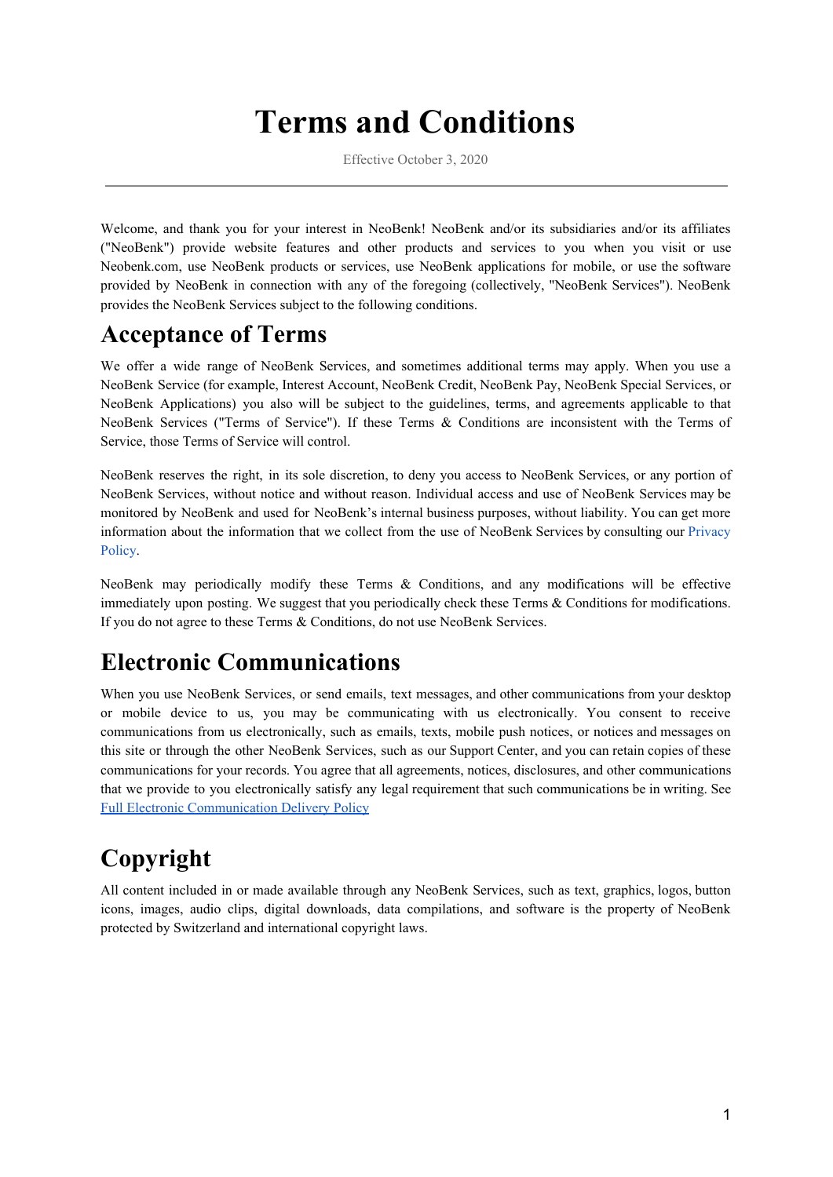# Terms and Conditions

Effective October 3, 2020

---

Welcome, and thank you for your interest in NeoBenk! NeoBenk and/or its subsidiaries and/or its affiliates ("NeoBenk") provide website features and other products and services to you when you visit or use Neobenk.com, use NeoBenk products or services, use NeoBenk applications for mobile, or use the software provided by NeoBenk in connection with any of the foregoing (collectively, "NeoBenk Services"). NeoBenk provides the NeoBenk Services subject to the following conditions.

## Acceptance of Terms

We offer a wide range of NeoBenk Services, and sometimes additional terms may apply. When you use a NeoBenk Service (for example, Interest Account, NeoBenk Credit, NeoBenk Pay, NeoBenk Special Services, or NeoBenk Applications) you also will be subject to the guidelines, terms, and agreements applicable to that NeoBenk Services ("Terms of Service"). If these Terms & Conditions are inconsistent with the Terms of Service, those Terms of Service will control.

NeoBenk reserves the right, in its sole discretion, to deny you access to NeoBenk Services, or any portion of NeoBenk Services, without notice and without reason. Individual access and use of NeoBenk Services may be monitored by NeoBenk and used for NeoBenk's internal business purposes, without liability. You can get more information about the information that we collect from the use of NeoBenk Services by consulting our Privacy Policy.

NeoBenk may periodically modify these Terms & Conditions, and any modifications will be effective immediately upon posting. We suggest that you periodically check these Terms & Conditions for modifications. If you do not agree to these Terms & Conditions, do not use NeoBenk Services.

## Electronic Communications

When you use NeoBenk Services, or send emails, text messages, and other communications from your desktop or mobile device to us, you may be communicating with us electronically. You consent to receive communications from us electronically, such as emails, texts, mobile push notices, or notices and messages on this site or through the other NeoBenk Services, such as our Support Center, and you can retain copies of these communications for your records. You agree that all agreements, notices, disclosures, and other communications that we provide to you electronically satisfy any legal requirement that such communications be in writing. See Full Electronic Communication Delivery Policy

## Copyright

All content included in or made available through any NeoBenk Services, such as text, graphics, logos, button icons, images, audio clips, digital downloads, data compilations, and software is the property of NeoBenk protected by Switzerland and international copyright laws.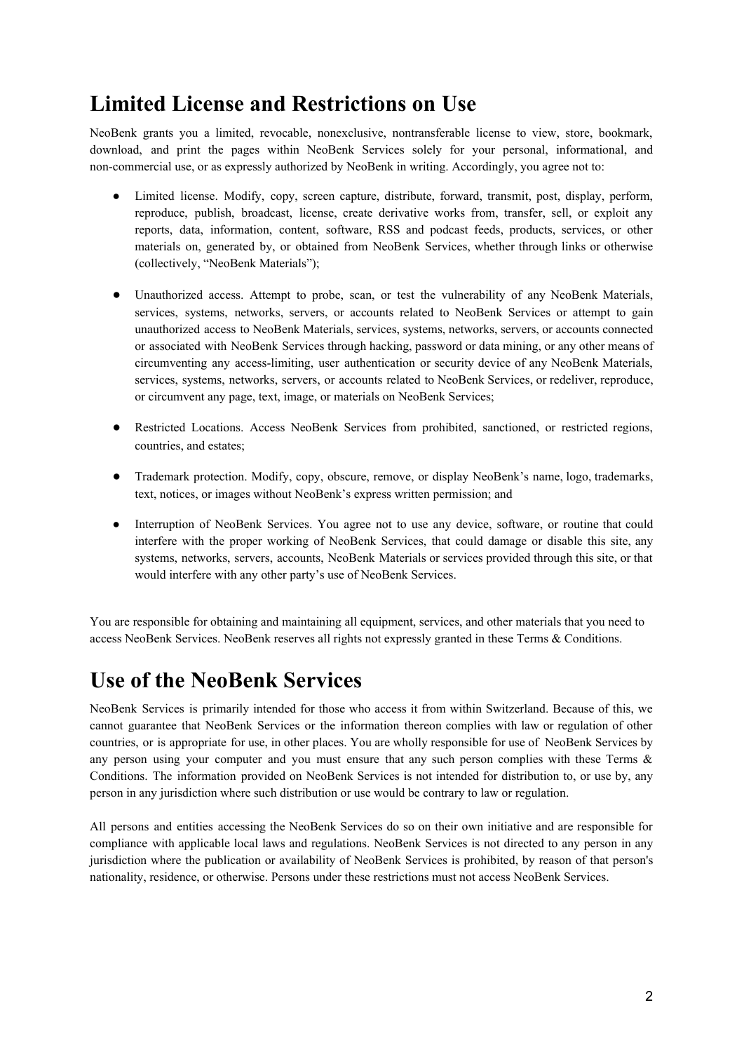# Limited License and Restrictions on Use

NeoBenk grants you a limited, revocable, nonexclusive, nontransferable license to view, store, bookmark, download, and print the pages within NeoBenk Services solely for your personal, informational, and non-commercial use, or as expressly authorized by NeoBenk in writing. Accordingly, you agree not to:

- Limited license. Modify, copy, screen capture, distribute, forward, transmit, post, display, perform, reproduce, publish, broadcast, license, create derivative works from, transfer, sell, or exploit any reports, data, information, content, software, RSS and podcast feeds, products, services, or other materials on, generated by, or obtained from NeoBenk Services, whether through links or otherwise (collectively, "NeoBenk Materials");

- Unauthorized access. Attempt to probe, scan, or test the vulnerability of any NeoBenk Materials, services, systems, networks, servers, or accounts related to NeoBenk Services or attempt to gain unauthorized access to NeoBenk Materials, services, systems, networks, servers, or accounts connected or associated with NeoBenk Services through hacking, password or data mining, or any other means of circumventing any access-limiting, user authentication or security device of any NeoBenk Materials, services, systems, networks, servers, or accounts related to NeoBenk Services, or redeliver, reproduce, or circumvent any page, text, image, or materials on NeoBenk Services;

- Restricted Locations. Access NeoBenk Services from prohibited, sanctioned, or restricted regions, countries, and estates;

- Trademark protection. Modify, copy, obscure, remove, or display NeoBenk's name, logo, trademarks, text, notices, or images without NeoBenk's express written permission; and

- Interruption of NeoBenk Services. You agree not to use any device, software, or routine that could interfere with the proper working of NeoBenk Services, that could damage or disable this site, any systems, networks, servers, accounts, NeoBenk Materials or services provided through this site, or that would interfere with any other party's use of NeoBenk Services.

You are responsible for obtaining and maintaining all equipment, services, and other materials that you need to access NeoBenk Services. NeoBenk reserves all rights not expressly granted in these Terms & Conditions.

# Use of the NeoBenk Services

NeoBenk Services is primarily intended for those who access it from within Switzerland. Because of this, we cannot guarantee that NeoBenk Services or the information thereon complies with law or regulation of other countries, or is appropriate for use, in other places. You are wholly responsible for use of NeoBenk Services by any person using your computer and you must ensure that any such person complies with these Terms & Conditions. The information provided on NeoBenk Services is not intended for distribution to, or use by, any person in any jurisdiction where such distribution or use would be contrary to law or regulation.

All persons and entities accessing the NeoBenk Services do so on their own initiative and are responsible for compliance with applicable local laws and regulations. NeoBenk Services is not directed to any person in any jurisdiction where the publication or availability of NeoBenk Services is prohibited, by reason of that person's nationality, residence, or otherwise. Persons under these restrictions must not access NeoBenk Services.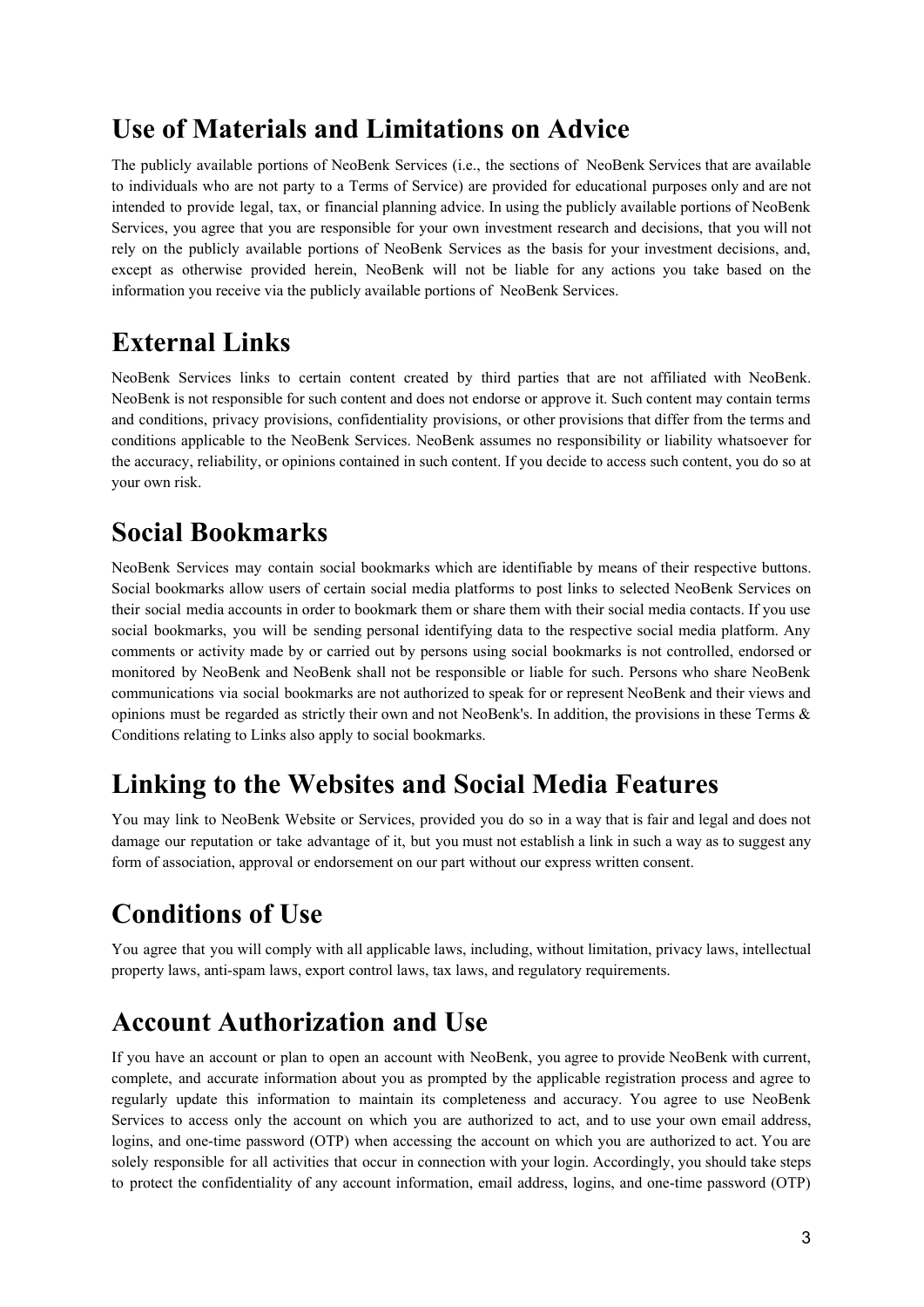## Use of Materials and Limitations on Advice

The publicly available portions of NeoBenk Services (i.e., the sections of NeoBenk Services that are available to individuals who are not party to a Terms of Service) are provided for educational purposes only and are not intended to provide legal, tax, or financial planning advice. In using the publicly available portions of NeoBenk Services, you agree that you are responsible for your own investment research and decisions, that you will not rely on the publicly available portions of NeoBenk Services as the basis for your investment decisions, and, except as otherwise provided herein, NeoBenk will not be liable for any actions you take based on the information you receive via the publicly available portions of NeoBenk Services.

## External Links

NeoBenk Services links to certain content created by third parties that are not affiliated with NeoBenk. NeoBenk is not responsible for such content and does not endorse or approve it. Such content may contain terms and conditions, privacy provisions, confidentiality provisions, or other provisions that differ from the terms and conditions applicable to the NeoBenk Services. NeoBenk assumes no responsibility or liability whatsoever for the accuracy, reliability, or opinions contained in such content. If you decide to access such content, you do so at your own risk.

## Social Bookmarks

NeoBenk Services may contain social bookmarks which are identifiable by means of their respective buttons. Social bookmarks allow users of certain social media platforms to post links to selected NeoBenk Services on their social media accounts in order to bookmark them or share them with their social media contacts. If you use social bookmarks, you will be sending personal identifying data to the respective social media platform. Any comments or activity made by or carried out by persons using social bookmarks is not controlled, endorsed or monitored by NeoBenk and NeoBenk shall not be responsible or liable for such. Persons who share NeoBenk communications via social bookmarks are not authorized to speak for or represent NeoBenk and their views and opinions must be regarded as strictly their own and not NeoBenk's. In addition, the provisions in these Terms & Conditions relating to Links also apply to social bookmarks.

## Linking to the Websites and Social Media Features

You may link to NeoBenk Website or Services, provided you do so in a way that is fair and legal and does not damage our reputation or take advantage of it, but you must not establish a link in such a way as to suggest any form of association, approval or endorsement on our part without our express written consent.

## Conditions of Use

You agree that you will comply with all applicable laws, including, without limitation, privacy laws, intellectual property laws, anti-spam laws, export control laws, tax laws, and regulatory requirements.

## Account Authorization and Use

If you have an account or plan to open an account with NeoBenk, you agree to provide NeoBenk with current, complete, and accurate information about you as prompted by the applicable registration process and agree to regularly update this information to maintain its completeness and accuracy. You agree to use NeoBenk Services to access only the account on which you are authorized to act, and to use your own email address, logins, and one-time password (OTP) when accessing the account on which you are authorized to act. You are solely responsible for all activities that occur in connection with your login. Accordingly, you should take steps to protect the confidentiality of any account information, email address, logins, and one-time password (OTP)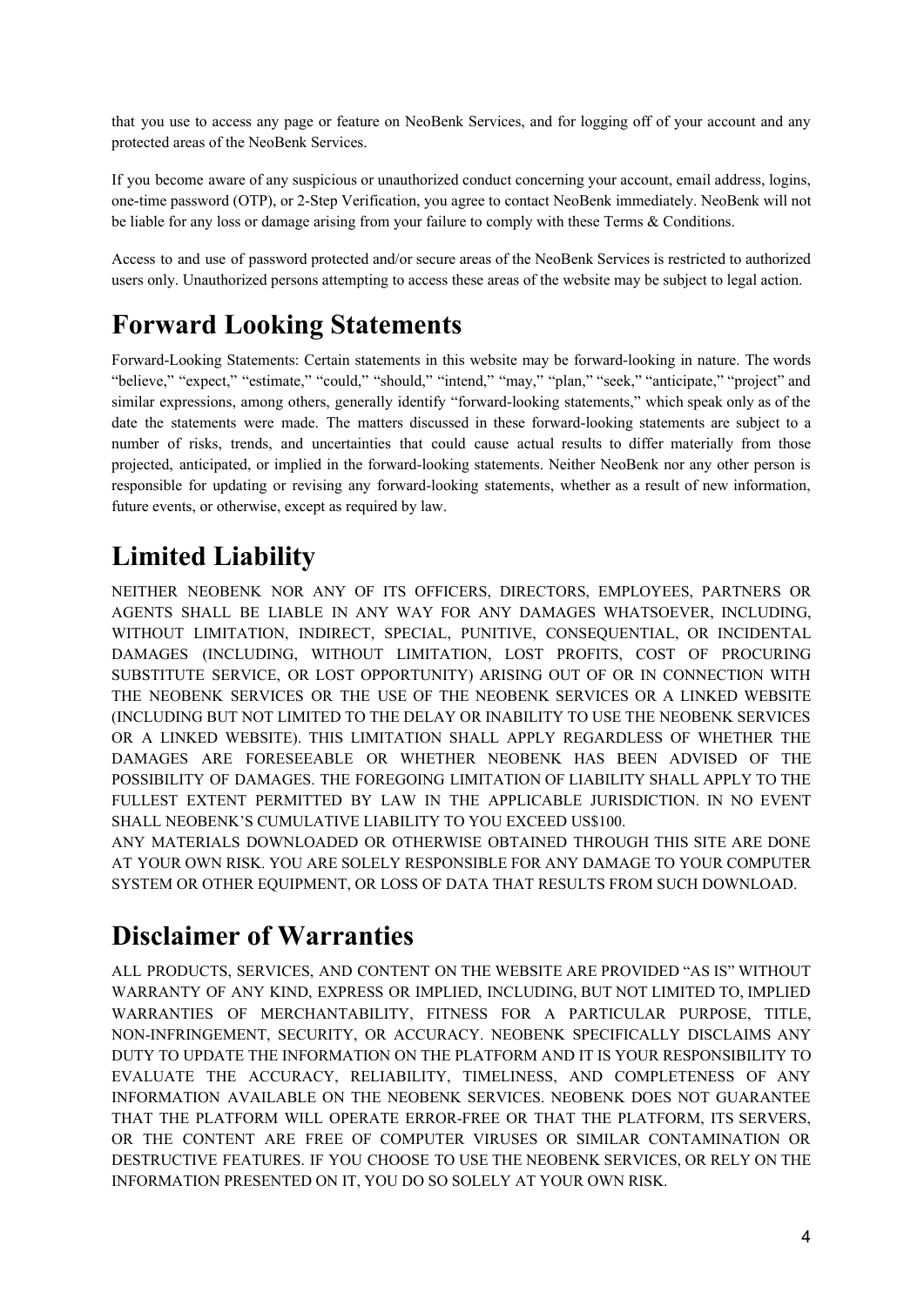that you use to access any page or feature on NeoBenk Services, and for logging off of your account and any protected areas of the NeoBenk Services.

If you become aware of any suspicious or unauthorized conduct concerning your account, email address, logins, one-time password (OTP), or 2-Step Verification, you agree to contact NeoBenk immediately. NeoBenk will not be liable for any loss or damage arising from your failure to comply with these Terms & Conditions.

Access to and use of password protected and/or secure areas of the NeoBenk Services is restricted to authorized users only. Unauthorized persons attempting to access these areas of the website may be subject to legal action.

# Forward Looking Statements

Forward-Looking Statements: Certain statements in this website may be forward-looking in nature. The words "believe," "expect," "estimate," "could," "should," "intend," "may," "plan," "seek," "anticipate," "project" and similar expressions, among others, generally identify "forward-looking statements," which speak only as of the date the statements were made. The matters discussed in these forward-looking statements are subject to a number of risks, trends, and uncertainties that could cause actual results to differ materially from those projected, anticipated, or implied in the forward-looking statements. Neither NeoBenk nor any other person is responsible for updating or revising any forward-looking statements, whether as a result of new information, future events, or otherwise, except as required by law.

# Limited Liability

NEITHER NEOBENK NOR ANY OF ITS OFFICERS, DIRECTORS, EMPLOYEES, PARTNERS OR AGENTS SHALL BE LIABLE IN ANY WAY FOR ANY DAMAGES WHATSOEVER, INCLUDING, WITHOUT LIMITATION, INDIRECT, SPECIAL, PUNITIVE, CONSEQUENTIAL, OR INCIDENTAL DAMAGES (INCLUDING, WITHOUT LIMITATION, LOST PROFITS, COST OF PROCURING SUBSTITUTE SERVICE, OR LOST OPPORTUNITY) ARISING OUT OF OR IN CONNECTION WITH THE NEOBENK SERVICES OR THE USE OF THE NEOBENK SERVICES OR A LINKED WEBSITE (INCLUDING BUT NOT LIMITED TO THE DELAY OR INABILITY TO USE THE NEOBENK SERVICES OR A LINKED WEBSITE). THIS LIMITATION SHALL APPLY REGARDLESS OF WHETHER THE DAMAGES ARE FORESEEABLE OR WHETHER NEOBENK HAS BEEN ADVISED OF THE POSSIBILITY OF DAMAGES. THE FOREGOING LIMITATION OF LIABILITY SHALL APPLY TO THE FULLEST EXTENT PERMITTED BY LAW IN THE APPLICABLE JURISDICTION. IN NO EVENT SHALL NEOBENK'S CUMULATIVE LIABILITY TO YOU EXCEED US$100.

ANY MATERIALS DOWNLOADED OR OTHERWISE OBTAINED THROUGH THIS SITE ARE DONE AT YOUR OWN RISK. YOU ARE SOLELY RESPONSIBLE FOR ANY DAMAGE TO YOUR COMPUTER SYSTEM OR OTHER EQUIPMENT, OR LOSS OF DATA THAT RESULTS FROM SUCH DOWNLOAD.

# Disclaimer of Warranties

ALL PRODUCTS, SERVICES, AND CONTENT ON THE WEBSITE ARE PROVIDED "AS IS" WITHOUT WARRANTY OF ANY KIND, EXPRESS OR IMPLIED, INCLUDING, BUT NOT LIMITED TO, IMPLIED WARRANTIES OF MERCHANTABILITY, FITNESS FOR A PARTICULAR PURPOSE, TITLE, NON-INFRINGEMENT, SECURITY, OR ACCURACY. NEOBENK SPECIFICALLY DISCLAIMS ANY DUTY TO UPDATE THE INFORMATION ON THE PLATFORM AND IT IS YOUR RESPONSIBILITY TO EVALUATE THE ACCURACY, RELIABILITY, TIMELINESS, AND COMPLETENESS OF ANY INFORMATION AVAILABLE ON THE NEOBENK SERVICES. NEOBENK DOES NOT GUARANTEE THAT THE PLATFORM WILL OPERATE ERROR-FREE OR THAT THE PLATFORM, ITS SERVERS, OR THE CONTENT ARE FREE OF COMPUTER VIRUSES OR SIMILAR CONTAMINATION OR DESTRUCTIVE FEATURES. IF YOU CHOOSE TO USE THE NEOBENK SERVICES, OR RELY ON THE INFORMATION PRESENTED ON IT, YOU DO SO SOLELY AT YOUR OWN RISK.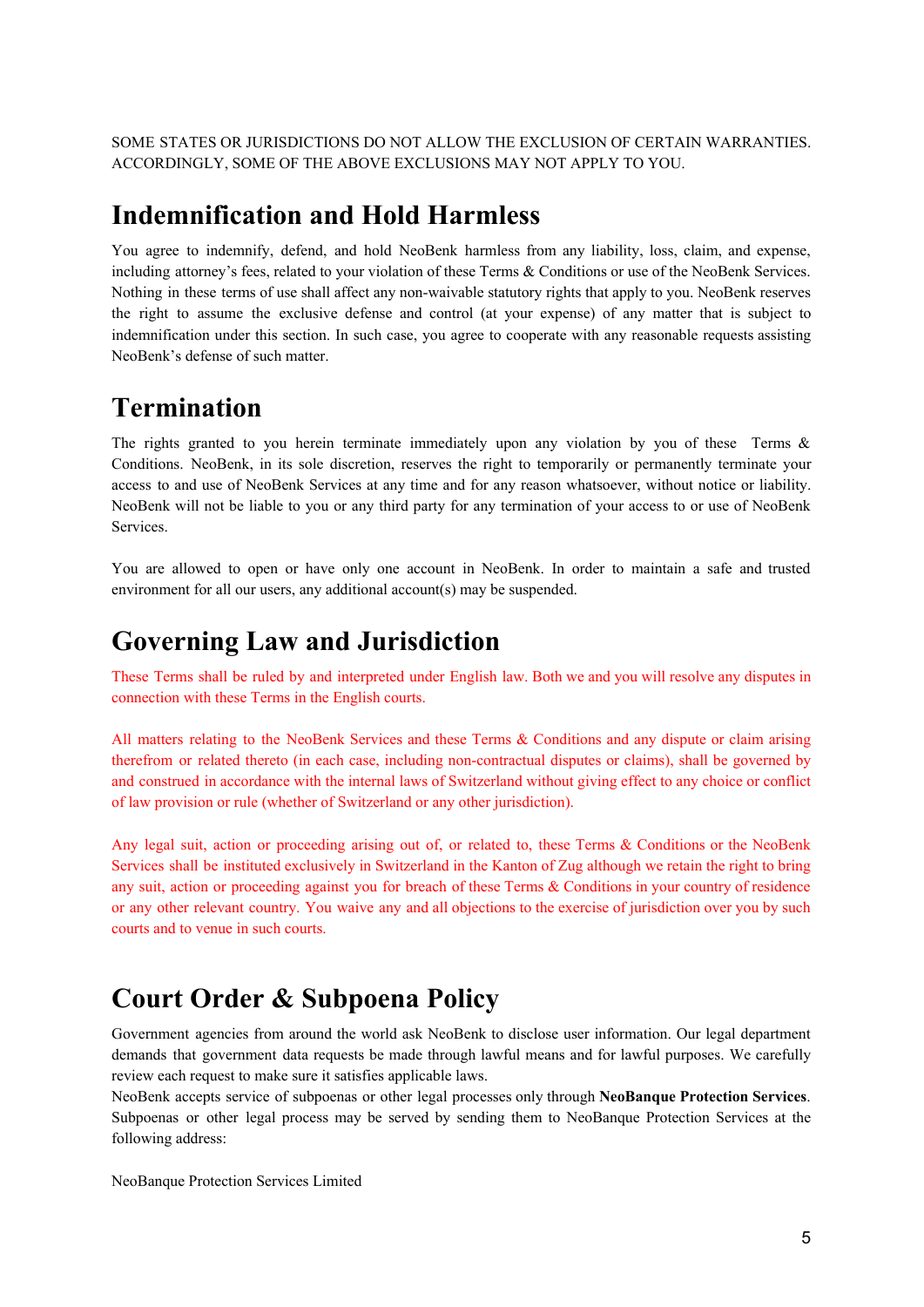SOME STATES OR JURISDICTIONS DO NOT ALLOW THE EXCLUSION OF CERTAIN WARRANTIES. ACCORDINGLY, SOME OF THE ABOVE EXCLUSIONS MAY NOT APPLY TO YOU.

# Indemnification and Hold Harmless

You agree to indemnify, defend, and hold NeoBenk harmless from any liability, loss, claim, and expense, including attorney's fees, related to your violation of these Terms & Conditions or use of the NeoBenk Services. Nothing in these terms of use shall affect any non-waivable statutory rights that apply to you. NeoBenk reserves the right to assume the exclusive defense and control (at your expense) of any matter that is subject to indemnification under this section. In such case, you agree to cooperate with any reasonable requests assisting NeoBenk's defense of such matter.

# Termination

The rights granted to you herein terminate immediately upon any violation by you of these Terms & Conditions. NeoBenk, in its sole discretion, reserves the right to temporarily or permanently terminate your access to and use of NeoBenk Services at any time and for any reason whatsoever, without notice or liability. NeoBenk will not be liable to you or any third party for any termination of your access to or use of NeoBenk Services.

You are allowed to open or have only one account in NeoBenk. In order to maintain a safe and trusted environment for all our users, any additional account(s) may be suspended.

# Governing Law and Jurisdiction

These Terms shall be ruled by and interpreted under English law. Both we and you will resolve any disputes in connection with these Terms in the English courts.

All matters relating to the NeoBenk Services and these Terms & Conditions and any dispute or claim arising therefrom or related thereto (in each case, including non-contractual disputes or claims), shall be governed by and construed in accordance with the internal laws of Switzerland without giving effect to any choice or conflict of law provision or rule (whether of Switzerland or any other jurisdiction).

Any legal suit, action or proceeding arising out of, or related to, these Terms & Conditions or the NeoBenk Services shall be instituted exclusively in Switzerland in the Kanton of Zug although we retain the right to bring any suit, action or proceeding against you for breach of these Terms & Conditions in your country of residence or any other relevant country. You waive any and all objections to the exercise of jurisdiction over you by such courts and to venue in such courts.

# Court Order & Subpoena Policy

Government agencies from around the world ask NeoBenk to disclose user information. Our legal department demands that government data requests be made through lawful means and for lawful purposes. We carefully review each request to make sure it satisfies applicable laws.

NeoBenk accepts service of subpoenas or other legal processes only through **NeoBanque Protection Services**. Subpoenas or other legal process may be served by sending them to NeoBanque Protection Services at the following address:

NeoBanque Protection Services Limited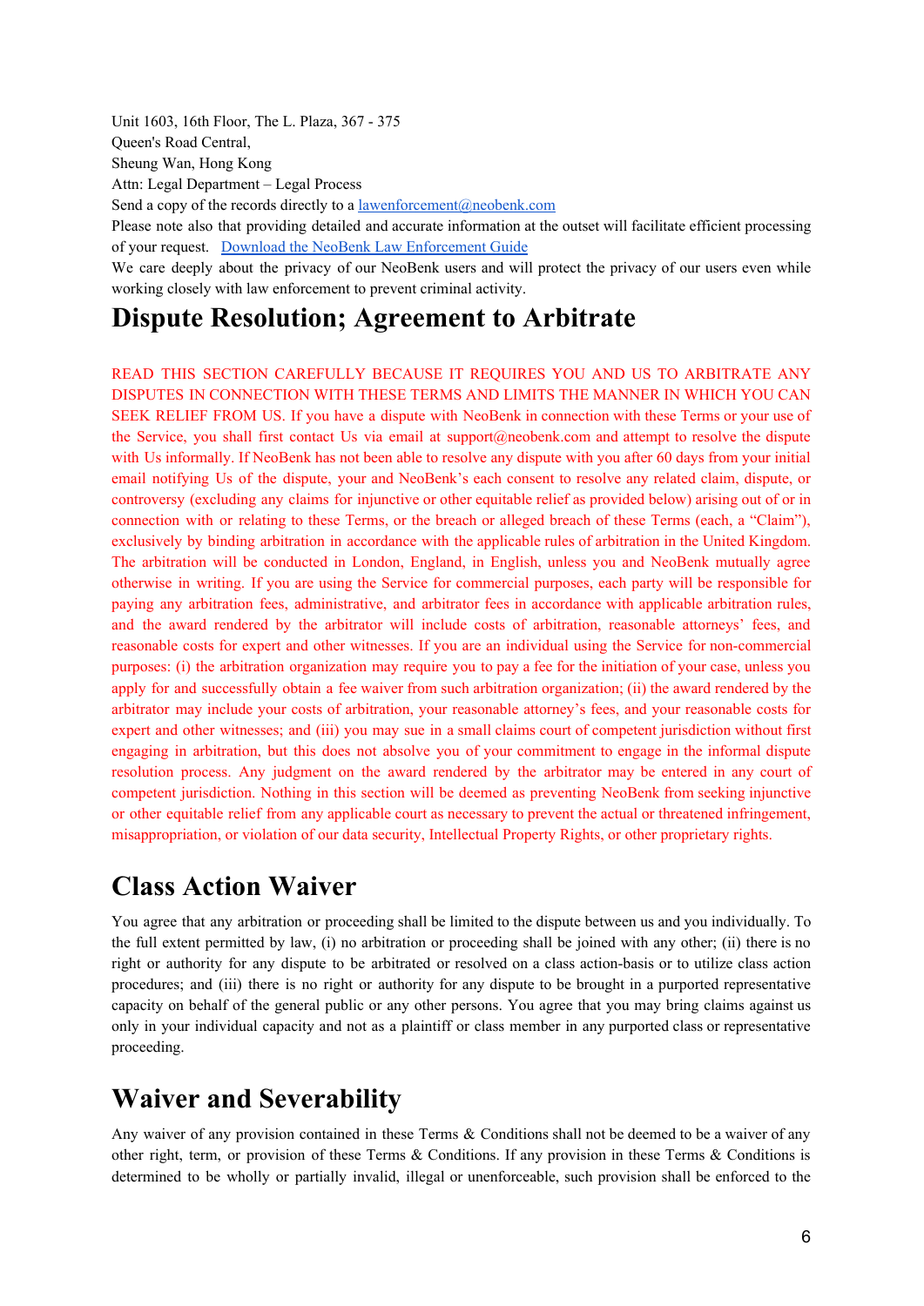Unit 1603, 16th Floor, The L. Plaza, 367 - 375
Queen's Road Central,
Sheung Wan, Hong Kong
Attn: Legal Department – Legal Process
Send a copy of the records directly to a [lawenforcement@neobenk.com](mailto:lawenforcement@neobenk.com)
Please note also that providing detailed and accurate information at the outset will facilitate efficient processing of your request. [Download the NeoBenk Law Enforcement Guide]()
We care deeply about the privacy of our NeoBenk users and will protect the privacy of our users even while working closely with law enforcement to prevent criminal activity.

# Dispute Resolution; Agreement to Arbitrate

READ THIS SECTION CAREFULLY BECAUSE IT REQUIRES YOU AND US TO ARBITRATE ANY DISPUTES IN CONNECTION WITH THESE TERMS AND LIMITS THE MANNER IN WHICH YOU CAN SEEK RELIEF FROM US. If you have a dispute with NeoBenk in connection with these Terms or your use of the Service, you shall first contact Us via email at support@neobenk.com and attempt to resolve the dispute with Us informally. If NeoBenk has not been able to resolve any dispute with you after 60 days from your initial email notifying Us of the dispute, your and NeoBenk's each consent to resolve any related claim, dispute, or controversy (excluding any claims for injunctive or other equitable relief as provided below) arising out of or in connection with or relating to these Terms, or the breach or alleged breach of these Terms (each, a "Claim"), exclusively by binding arbitration in accordance with the applicable rules of arbitration in the United Kingdom. The arbitration will be conducted in London, England, in English, unless you and NeoBenk mutually agree otherwise in writing. If you are using the Service for commercial purposes, each party will be responsible for paying any arbitration fees, administrative, and arbitrator fees in accordance with applicable arbitration rules, and the award rendered by the arbitrator will include costs of arbitration, reasonable attorneys' fees, and reasonable costs for expert and other witnesses. If you are an individual using the Service for non-commercial purposes: (i) the arbitration organization may require you to pay a fee for the initiation of your case, unless you apply for and successfully obtain a fee waiver from such arbitration organization; (ii) the award rendered by the arbitrator may include your costs of arbitration, your reasonable attorney's fees, and your reasonable costs for expert and other witnesses; and (iii) you may sue in a small claims court of competent jurisdiction without first engaging in arbitration, but this does not absolve you of your commitment to engage in the informal dispute resolution process. Any judgment on the award rendered by the arbitrator may be entered in any court of competent jurisdiction. Nothing in this section will be deemed as preventing NeoBenk from seeking injunctive or other equitable relief from any applicable court as necessary to prevent the actual or threatened infringement, misappropriation, or violation of our data security, Intellectual Property Rights, or other proprietary rights.

# Class Action Waiver

You agree that any arbitration or proceeding shall be limited to the dispute between us and you individually. To the full extent permitted by law, (i) no arbitration or proceeding shall be joined with any other; (ii) there is no right or authority for any dispute to be arbitrated or resolved on a class action-basis or to utilize class action procedures; and (iii) there is no right or authority for any dispute to be brought in a purported representative capacity on behalf of the general public or any other persons. You agree that you may bring claims against us only in your individual capacity and not as a plaintiff or class member in any purported class or representative proceeding.

# Waiver and Severability

Any waiver of any provision contained in these Terms & Conditions shall not be deemed to be a waiver of any other right, term, or provision of these Terms & Conditions. If any provision in these Terms & Conditions is determined to be wholly or partially invalid, illegal or unenforceable, such provision shall be enforced to the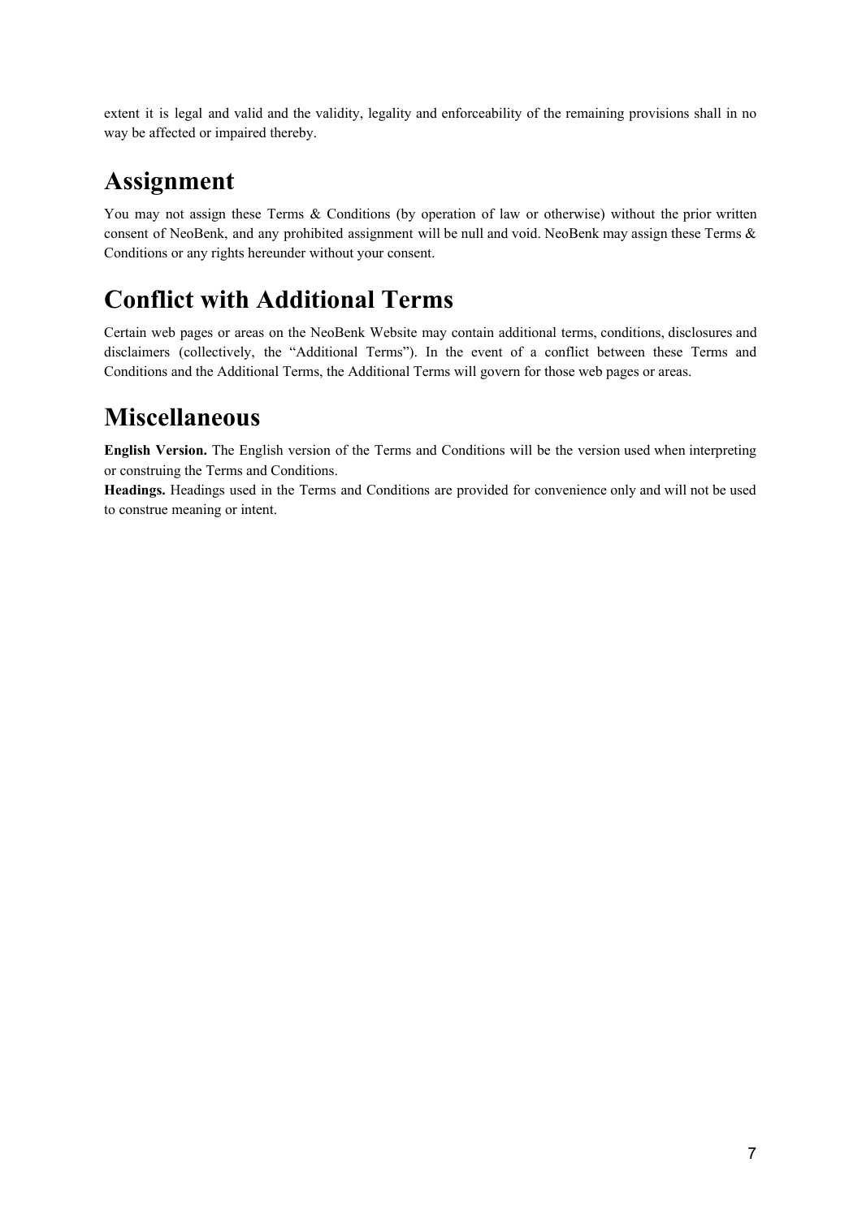extent it is legal and valid and the validity, legality and enforceability of the remaining provisions shall in no way be affected or impaired thereby.

# Assignment

You may not assign these Terms & Conditions (by operation of law or otherwise) without the prior written consent of NeoBenk, and any prohibited assignment will be null and void. NeoBenk may assign these Terms & Conditions or any rights hereunder without your consent.

# Conflict with Additional Terms

Certain web pages or areas on the NeoBenk Website may contain additional terms, conditions, disclosures and disclaimers (collectively, the "Additional Terms"). In the event of a conflict between these Terms and Conditions and the Additional Terms, the Additional Terms will govern for those web pages or areas.

# Miscellaneous

**English Version.** The English version of the Terms and Conditions will be the version used when interpreting or construing the Terms and Conditions.

**Headings.** Headings used in the Terms and Conditions are provided for convenience only and will not be used to construe meaning or intent.